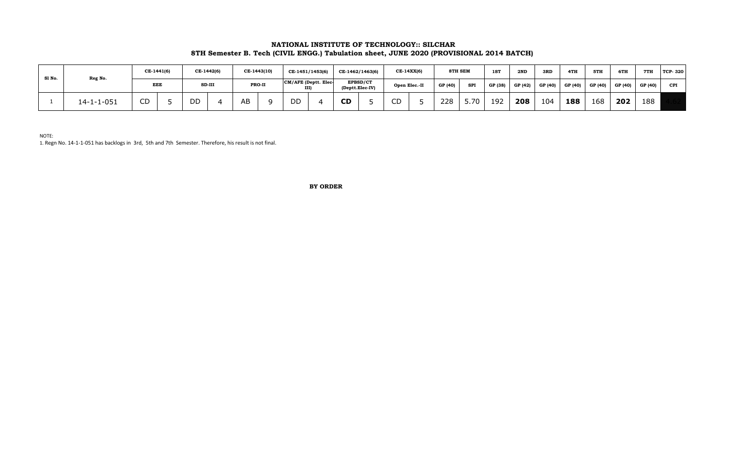**NATIONAL INSTITUTE OF TECHNOLOGY:: SILCHAR**

**8TH Semester B. Tech (CIVIL ENGG.) Tabulation sheet, JUNE 2020 (PROVISIONAL 2014 BATCH)**

| Sl No. | Reg No. | CE-1441(6) | | CE-1442(6) | | CE-1443(10) | | CE-1451/1453(6) | | CE-1462/1463(6) | | CE-14XX(6) | | 8TH SEM | | 1ST | 2ND | 3RD | 4TH | 5TH | 6TH | 7TH | TCP- 320 |
|---|---|---|---|---|---|---|---|---|---|---|---|---|---|---|---|---|---|---|---|---|---|---|---|
| | | EEE | | SD-III | | PRO-II | | CM/AFE (Deptt. Elec-III) | | EPBSD/CT (Deptt.Elec-IV) | | Open Elec.-II | | GP (40) | SPI | GP (38) | GP (42) | GP (40) | GP (40) | GP (40) | GP (40) | GP (40) | CPI |
| 1 | 14-1-1-051 | CD | 5 | DD | 4 | AB | 9 | DD | 4 | **CD** | 5 | CD | 5 | 228 | 5.70 | 192 | **208** | 104 | **188** | 168 | **202** | 188 | 4.62 |

NOTE:

1. Regn No. 14-1-1-051 has backlogs in 3rd, 5th and 7th Semester. Therefore, his result is not final.

**BY ORDER**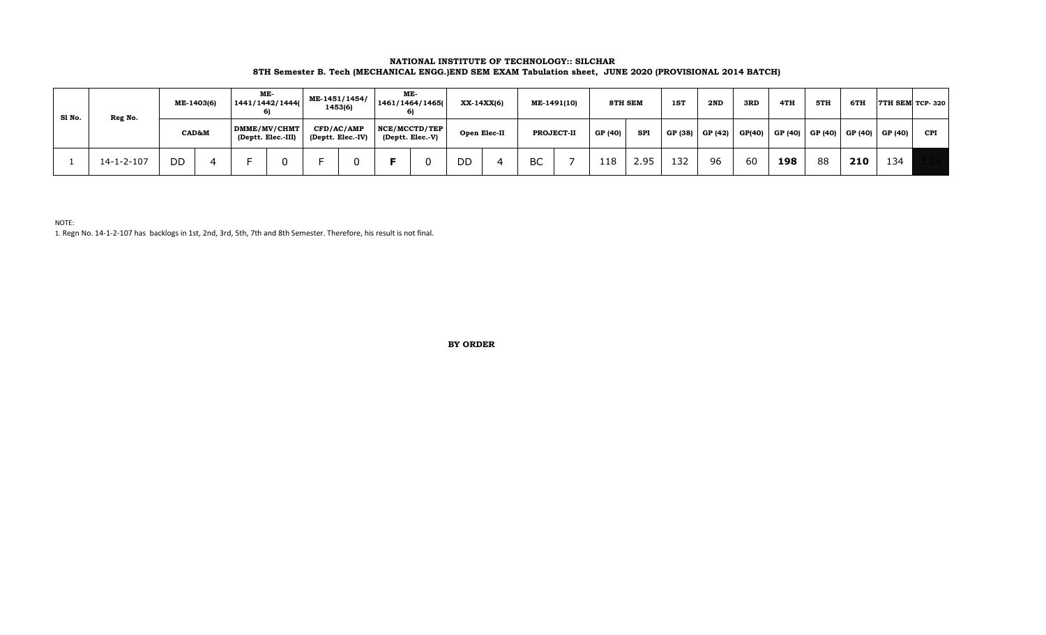**NATIONAL INSTITUTE OF TECHNOLOGY:: SILCHAR**
**8TH Semester B. Tech (MECHANICAL ENGG.)END SEM EXAM Tabulation sheet, JUNE 2020 (PROVISIONAL 2014 BATCH)**

| Sl No. | Reg No. | ME-1403(6) | | ME-1441/1442/1444(6) | | ME-1451/1454/1453(6) | | ME-1461/1464/1465(6) | | XX-14XX(6) | | ME-1491(10) | | 8TH SEM | | 1ST | 2ND | 3RD | 4TH | 5TH | 6TH | 7TH SEM | TCP- 320 |
|---|---|---|---|---|---|---|---|---|---|---|---|---|---|---|---|---|---|---|---|---|---|---|---|
| | | CAD&M | | DMME/MV/CHMT (Deptt. Elec.-III) | | CFD/AC/AMP (Deptt. Elec.-IV) | | NCE/MCCTD/TEP (Deptt. Elec.-V) | | Open Elec-II | | PROJECT-II | | GP (40) | SPI | GP (38) | GP (42) | GP(40) | GP (40) | GP (40) | GP (40) | GP (40) | CPI |
| 1 | 14-1-2-107 | DD | 4 | F | 0 | F | 0 | **F** | 0 | DD | 4 | BC | 7 | 118 | 2.95 | 132 | 96 | 60 | **198** | 88 | **210** | 134 | 3.24 |

NOTE:

1. Regn No. 14-1-2-107 has backlogs in 1st, 2nd, 3rd, 5th, 7th and 8th Semester. Therefore, his result is not final.

**BY ORDER**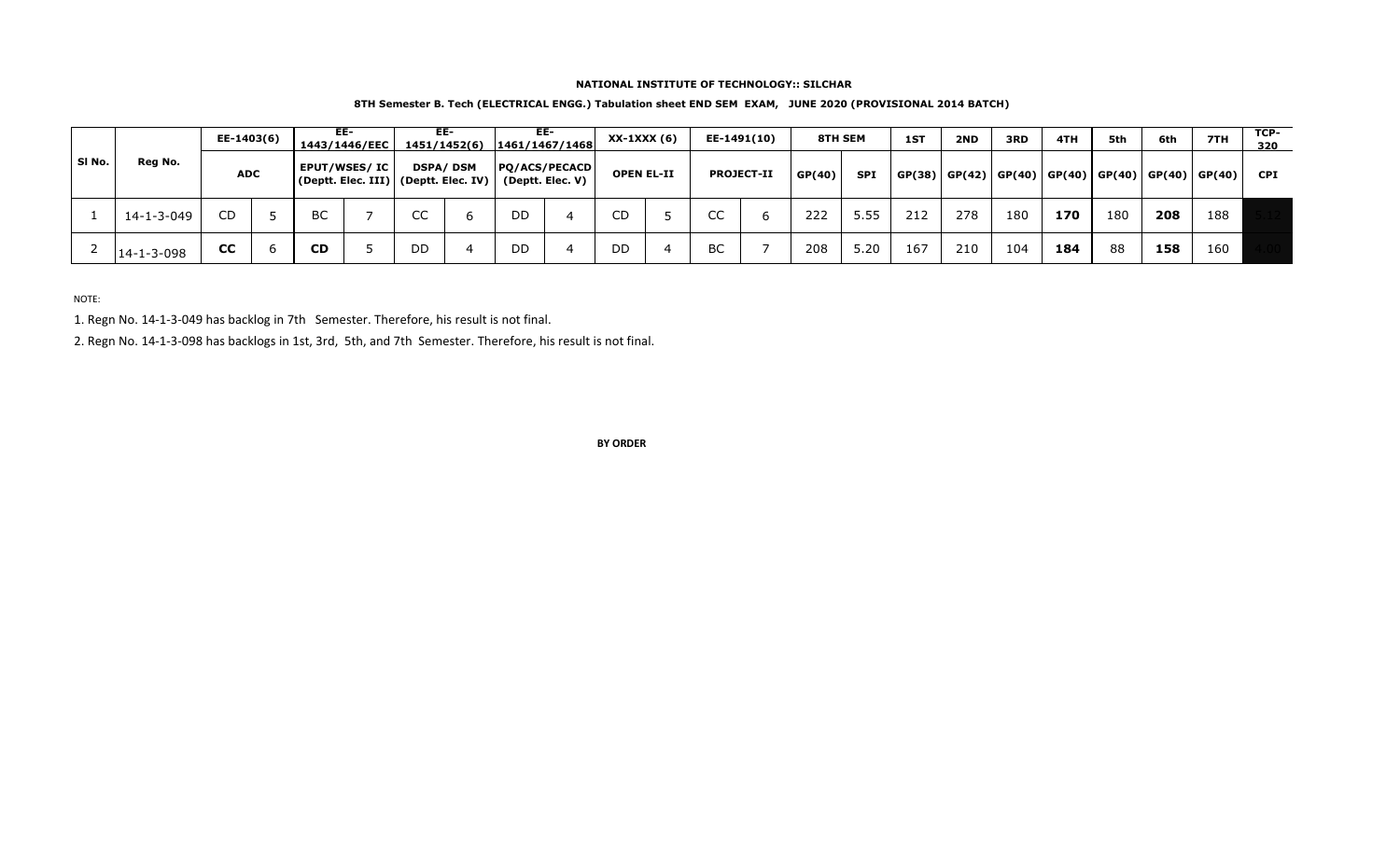**NATIONAL INSTITUTE OF TECHNOLOGY:: SILCHAR**

**8TH Semester B. Tech (ELECTRICAL ENGG.) Tabulation sheet END SEM EXAM, JUNE 2020 (PROVISIONAL 2014 BATCH)**

| Sl No. | Reg No. | EE-1403(6) | | EE-1443/1446/EEC | | EE-1451/1452(6) | | EE-1461/1467/1468 | | XX-1XXX (6) | | EE-1491(10) | | 8TH SEM | | 1ST | 2ND | 3RD | 4TH | 5th | 6th | 7TH | TCP-320 |
|---|---|---|---|---|---|---|---|---|---|---|---|---|---|---|---|---|---|---|---|---|---|---|---|
| | | ADC | | EPUT/WSES/ IC (Deptt. Elec. III) | | DSPA/ DSM (Deptt. Elec. IV) | | PQ/ACS/PECACD (Deptt. Elec. V) | | OPEN EL-II | | PROJECT-II | | GP(40) | SPI | GP(38) | GP(42) | GP(40) | GP(40) | GP(40) | GP(40) | GP(40) | CPI |
| 1 | 14-1-3-049 | CD | 5 | BC | 7 | CC | 6 | DD | 4 | CD | 5 | CC | 6 | 222 | 5.55 | 212 | 278 | 180 | **170** | 180 | **208** | 188 | 5.12 |
| 2 | 14-1-3-098 | **CC** | 6 | **CD** | 5 | DD | 4 | DD | 4 | DD | 4 | BC | 7 | 208 | 5.20 | 167 | 210 | 104 | **184** | 88 | **158** | 160 | 4.00 |

NOTE:

1. Regn No. 14-1-3-049 has backlog in 7th Semester. Therefore, his result is not final.
2. Regn No. 14-1-3-098 has backlogs in 1st, 3rd, 5th, and 7th Semester. Therefore, his result is not final.

**BY ORDER**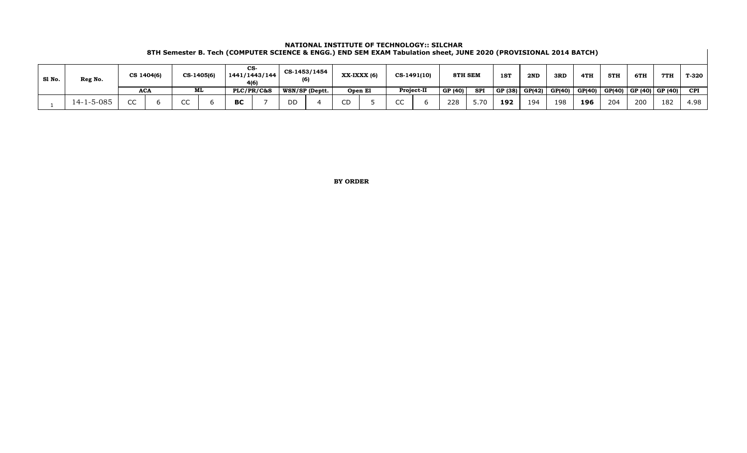**NATIONAL INSTITUTE OF TECHNOLOGY:: SILCHAR**

**8TH Semester B. Tech (COMPUTER SCIENCE & ENGG.) END SEM EXAM Tabulation sheet, JUNE 2020 (PROVISIONAL 2014 BATCH)**

| Sl No. | Reg No. | CS 1404(6) | | CS-1405(6) | | CS-1441/1443/1444(6) | | CS-1453/1454 (6) | | XX-IXXX (6) | | CS-1491(10) | | 8TH SEM | | 1ST | 2ND | 3RD | 4TH | 5TH | 6TH | 7TH | T-320 |
|---|---|---|---|---|---|---|---|---|---|---|---|---|---|---|---|---|---|---|---|---|---|---|---|
| | | ACA | | ML | | PLC/PR/C&S | | WSN/SP (Deptt. | | Open El | | Project-II | | GP (40) | SPI | GP (38) | GP(42) | GP(40) | GP(40) | GP(40) | GP (40) | GP (40) | CPI |
| 1 | 14-1-5-085 | CC | 6 | CC | 6 | **BC** | 7 | DD | 4 | CD | 5 | CC | 6 | 228 | 5.70 | **192** | 194 | 198 | **196** | 204 | 200 | 182 | 4.98 |

**BY ORDER**